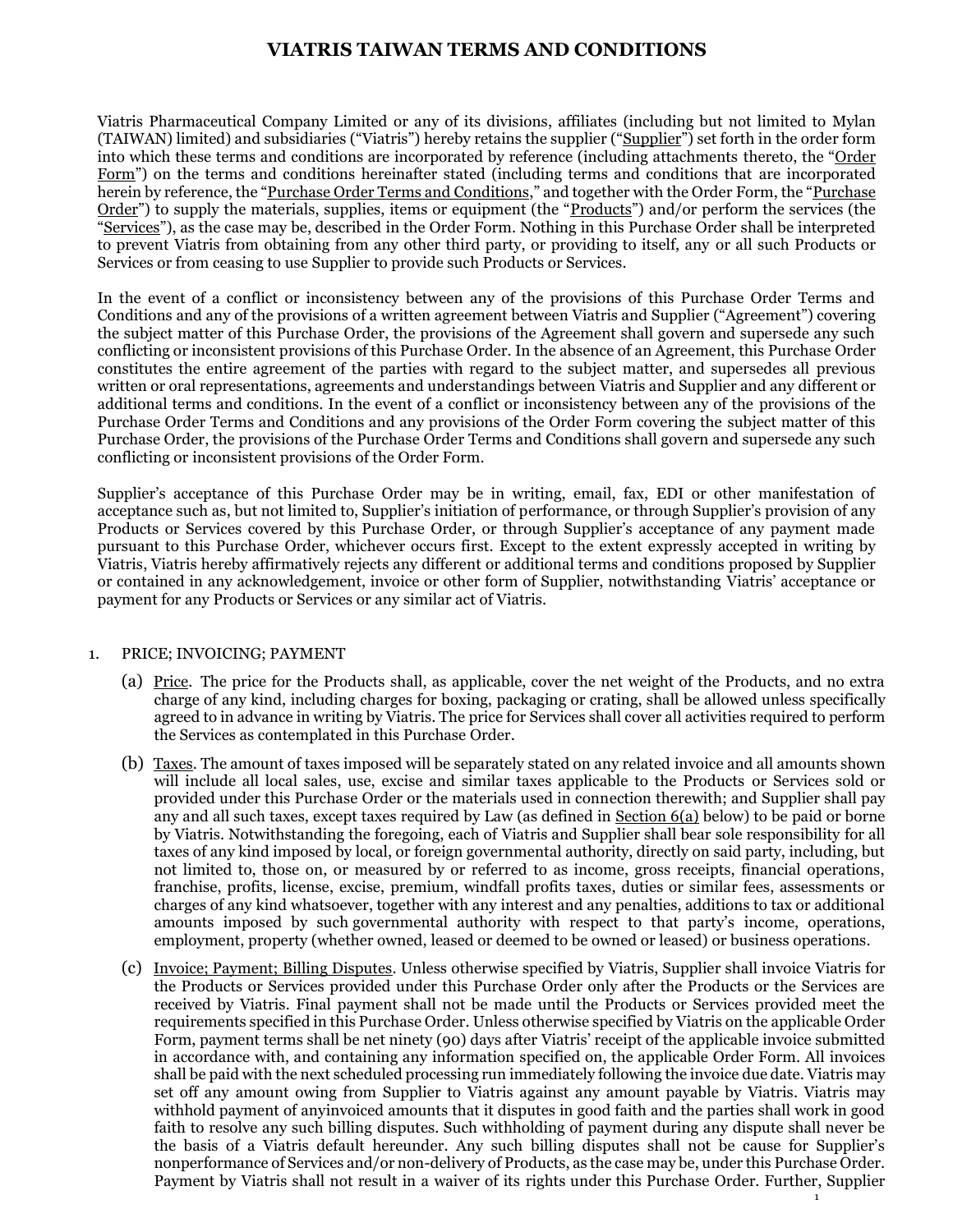# VIATRIS TAIWAN TERMS AND CONDITIONS

Viatris Pharmaceutical Company Limited or any of its divisions, affiliates (including but not limited to Mylan (TAIWAN) limited) and subsidiaries ("Viatris") hereby retains the supplier ("Supplier") set forth in the order form into which these terms and conditions are incorporated by reference (including attachments thereto, the "Order Form") on the terms and conditions hereinafter stated (including terms and conditions that are incorporated herein by reference, the "Purchase Order Terms and Conditions," and together with the Order Form, the "Purchase Order") to supply the materials, supplies, items or equipment (the "Products") and/or perform the services (the "Services"), as the case may be, described in the Order Form. Nothing in this Purchase Order shall be interpreted to prevent Viatris from obtaining from any other third party, or providing to itself, any or all such Products or Services or from ceasing to use Supplier to provide such Products or Services.

In the event of a conflict or inconsistency between any of the provisions of this Purchase Order Terms and Conditions and any of the provisions of a written agreement between Viatris and Supplier ("Agreement") covering the subject matter of this Purchase Order, the provisions of the Agreement shall govern and supersede any such conflicting or inconsistent provisions of this Purchase Order. In the absence of an Agreement, this Purchase Order constitutes the entire agreement of the parties with regard to the subject matter, and supersedes all previous written or oral representations, agreements and understandings between Viatris and Supplier and any different or additional terms and conditions. In the event of a conflict or inconsistency between any of the provisions of the Purchase Order Terms and Conditions and any provisions of the Order Form covering the subject matter of this Purchase Order, the provisions of the Purchase Order Terms and Conditions shall govern and supersede any such conflicting or inconsistent provisions of the Order Form.

Supplier's acceptance of this Purchase Order may be in writing, email, fax, EDI or other manifestation of acceptance such as, but not limited to, Supplier's initiation of performance, or through Supplier's provision of any Products or Services covered by this Purchase Order, or through Supplier's acceptance of any payment made pursuant to this Purchase Order, whichever occurs first. Except to the extent expressly accepted in writing by Viatris, Viatris hereby affirmatively rejects any different or additional terms and conditions proposed by Supplier or contained in any acknowledgement, invoice or other form of Supplier, notwithstanding Viatris' acceptance or payment for any Products or Services or any similar act of Viatris.

1. PRICE; INVOICING; PAYMENT

   (a) Price. The price for the Products shall, as applicable, cover the net weight of the Products, and no extra charge of any kind, including charges for boxing, packaging or crating, shall be allowed unless specifically agreed to in advance in writing by Viatris. The price for Services shall cover all activities required to perform the Services as contemplated in this Purchase Order.

   (b) Taxes. The amount of taxes imposed will be separately stated on any related invoice and all amounts shown will include all local sales, use, excise and similar taxes applicable to the Products or Services sold or provided under this Purchase Order or the materials used in connection therewith; and Supplier shall pay any and all such taxes, except taxes required by Law (as defined in Section 6(a) below) to be paid or borne by Viatris. Notwithstanding the foregoing, each of Viatris and Supplier shall bear sole responsibility for all taxes of any kind imposed by local, or foreign governmental authority, directly on said party, including, but not limited to, those on, or measured by or referred to as income, gross receipts, financial operations, franchise, profits, license, excise, premium, windfall profits taxes, duties or similar fees, assessments or charges of any kind whatsoever, together with any interest and any penalties, additions to tax or additional amounts imposed by such governmental authority with respect to that party's income, operations, employment, property (whether owned, leased or deemed to be owned or leased) or business operations.

   (c) Invoice; Payment; Billing Disputes. Unless otherwise specified by Viatris, Supplier shall invoice Viatris for the Products or Services provided under this Purchase Order only after the Products or the Services are received by Viatris. Final payment shall not be made until the Products or Services provided meet the requirements specified in this Purchase Order. Unless otherwise specified by Viatris on the applicable Order Form, payment terms shall be net ninety (90) days after Viatris' receipt of the applicable invoice submitted in accordance with, and containing any information specified on, the applicable Order Form. All invoices shall be paid with the next scheduled processing run immediately following the invoice due date. Viatris may set off any amount owing from Supplier to Viatris against any amount payable by Viatris. Viatris may withhold payment of anyinvoiced amounts that it disputes in good faith and the parties shall work in good faith to resolve any such billing disputes. Such withholding of payment during any dispute shall never be the basis of a Viatris default hereunder. Any such billing disputes shall not be cause for Supplier's nonperformance of Services and/or non-delivery of Products, as the case may be, under this Purchase Order. Payment by Viatris shall not result in a waiver of its rights under this Purchase Order. Further, Supplier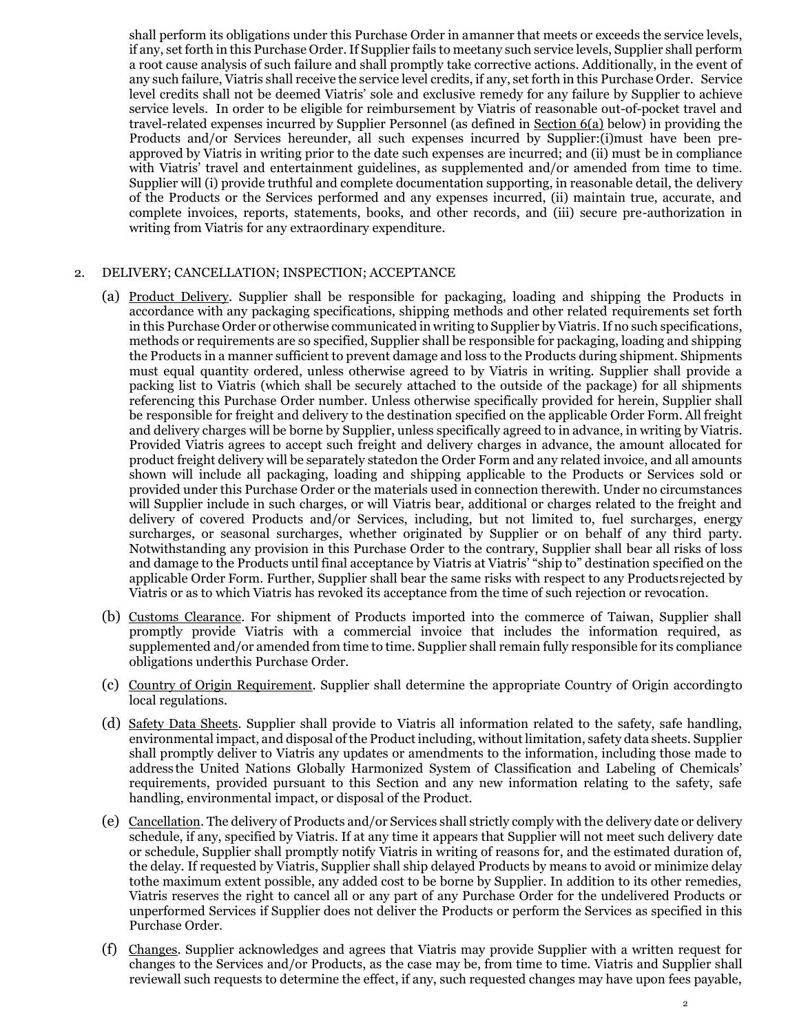shall perform its obligations under this Purchase Order in amanner that meets or exceeds the service levels, if any, set forth in this Purchase Order. If Supplier fails to meetany such service levels, Supplier shall perform a root cause analysis of such failure and shall promptly take corrective actions. Additionally, in the event of any such failure, Viatris shall receive the service level credits, if any, set forth in this Purchase Order. Service level credits shall not be deemed Viatris' sole and exclusive remedy for any failure by Supplier to achieve service levels. In order to be eligible for reimbursement by Viatris of reasonable out-of-pocket travel and travel-related expenses incurred by Supplier Personnel (as defined in Section 6(a) below) in providing the Products and/or Services hereunder, all such expenses incurred by Supplier:(i)must have been pre-approved by Viatris in writing prior to the date such expenses are incurred; and (ii) must be in compliance with Viatris' travel and entertainment guidelines, as supplemented and/or amended from time to time. Supplier will (i) provide truthful and complete documentation supporting, in reasonable detail, the delivery of the Products or the Services performed and any expenses incurred, (ii) maintain true, accurate, and complete invoices, reports, statements, books, and other records, and (iii) secure pre-authorization in writing from Viatris for any extraordinary expenditure.

2. DELIVERY; CANCELLATION; INSPECTION; ACCEPTANCE

(a) Product Delivery. Supplier shall be responsible for packaging, loading and shipping the Products in accordance with any packaging specifications, shipping methods and other related requirements set forth in this Purchase Order or otherwise communicated in writing to Supplier by Viatris. If no such specifications, methods or requirements are so specified, Supplier shall be responsible for packaging, loading and shipping the Products in a manner sufficient to prevent damage and loss to the Products during shipment. Shipments must equal quantity ordered, unless otherwise agreed to by Viatris in writing. Supplier shall provide a packing list to Viatris (which shall be securely attached to the outside of the package) for all shipments referencing this Purchase Order number. Unless otherwise specifically provided for herein, Supplier shall be responsible for freight and delivery to the destination specified on the applicable Order Form. All freight and delivery charges will be borne by Supplier, unless specifically agreed to in advance, in writing by Viatris. Provided Viatris agrees to accept such freight and delivery charges in advance, the amount allocated for product freight delivery will be separately statedon the Order Form and any related invoice, and all amounts shown will include all packaging, loading and shipping applicable to the Products or Services sold or provided under this Purchase Order or the materials used in connection therewith. Under no circumstances will Supplier include in such charges, or will Viatris bear, additional or charges related to the freight and delivery of covered Products and/or Services, including, but not limited to, fuel surcharges, energy surcharges, or seasonal surcharges, whether originated by Supplier or on behalf of any third party. Notwithstanding any provision in this Purchase Order to the contrary, Supplier shall bear all risks of loss and damage to the Products until final acceptance by Viatris at Viatris' "ship to" destination specified on the applicable Order Form. Further, Supplier shall bear the same risks with respect to any Productsrejected by Viatris or as to which Viatris has revoked its acceptance from the time of such rejection or revocation.

(b) Customs Clearance. For shipment of Products imported into the commerce of Taiwan, Supplier shall promptly provide Viatris with a commercial invoice that includes the information required, as supplemented and/or amended from time to time. Supplier shall remain fully responsible for its compliance obligations underthis Purchase Order.

(c) Country of Origin Requirement. Supplier shall determine the appropriate Country of Origin accordingto local regulations.

(d) Safety Data Sheets. Supplier shall provide to Viatris all information related to the safety, safe handling, environmental impact, and disposal of the Product including, without limitation, safety data sheets. Supplier shall promptly deliver to Viatris any updates or amendments to the information, including those made to addressthe United Nations Globally Harmonized System of Classification and Labeling of Chemicals' requirements, provided pursuant to this Section and any new information relating to the safety, safe handling, environmental impact, or disposal of the Product.

(e) Cancellation. The delivery of Products and/or Services shall strictly comply with the delivery date or delivery schedule, if any, specified by Viatris. If at any time it appears that Supplier will not meet such delivery date or schedule, Supplier shall promptly notify Viatris in writing of reasons for, and the estimated duration of, the delay. If requested by Viatris, Supplier shall ship delayed Products by means to avoid or minimize delay tothe maximum extent possible, any added cost to be borne by Supplier. In addition to its other remedies, Viatris reserves the right to cancel all or any part of any Purchase Order for the undelivered Products or unperformed Services if Supplier does not deliver the Products or perform the Services as specified in this Purchase Order.

(f) Changes. Supplier acknowledges and agrees that Viatris may provide Supplier with a written request for changes to the Services and/or Products, as the case may be, from time to time. Viatris and Supplier shall reviewall such requests to determine the effect, if any, such requested changes may have upon fees payable,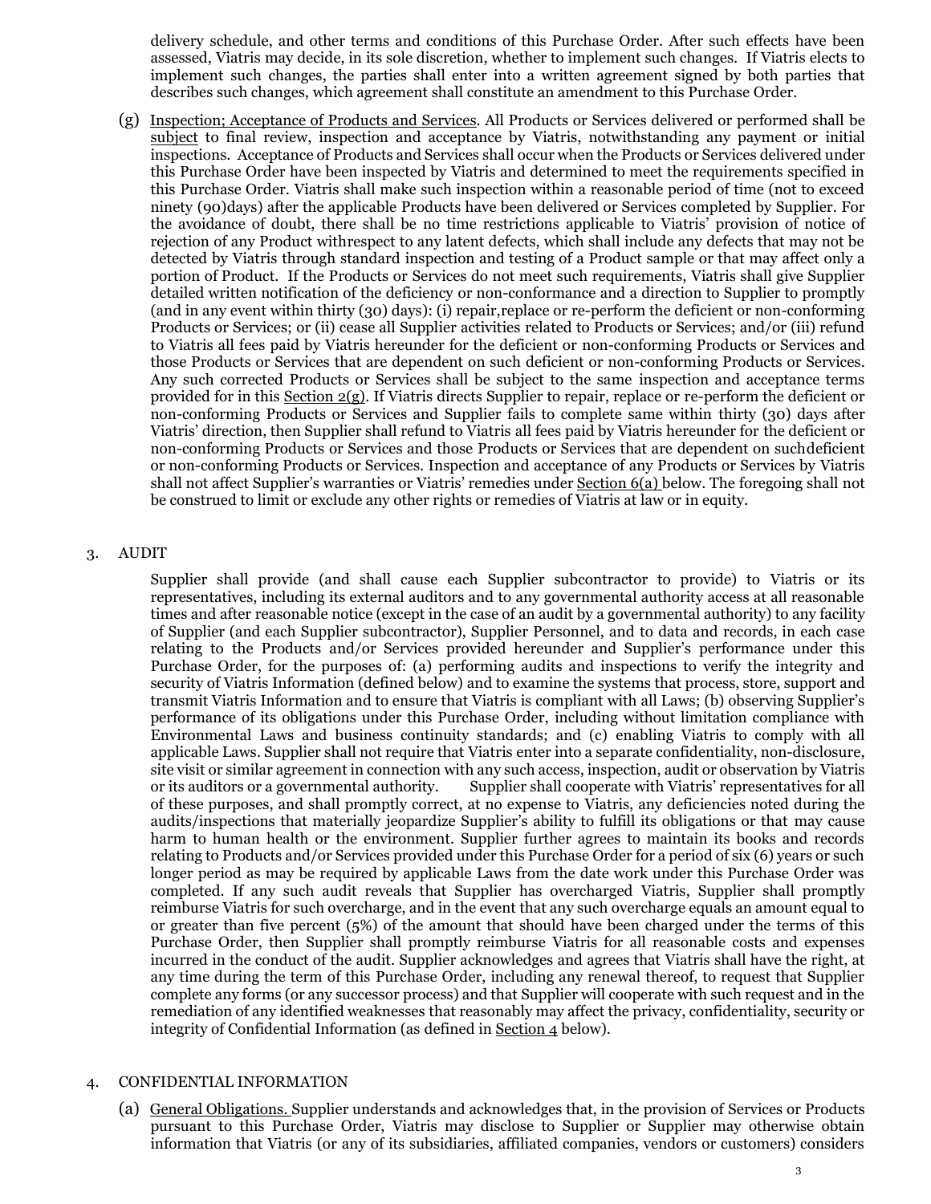delivery schedule, and other terms and conditions of this Purchase Order. After such effects have been assessed, Viatris may decide, in its sole discretion, whether to implement such changes. If Viatris elects to implement such changes, the parties shall enter into a written agreement signed by both parties that describes such changes, which agreement shall constitute an amendment to this Purchase Order.

(g) Inspection; Acceptance of Products and Services. All Products or Services delivered or performed shall be subject to final review, inspection and acceptance by Viatris, notwithstanding any payment or initial inspections. Acceptance of Products and Services shall occur when the Products or Services delivered under this Purchase Order have been inspected by Viatris and determined to meet the requirements specified in this Purchase Order. Viatris shall make such inspection within a reasonable period of time (not to exceed ninety (90)days) after the applicable Products have been delivered or Services completed by Supplier. For the avoidance of doubt, there shall be no time restrictions applicable to Viatris' provision of notice of rejection of any Product withrespect to any latent defects, which shall include any defects that may not be detected by Viatris through standard inspection and testing of a Product sample or that may affect only a portion of Product. If the Products or Services do not meet such requirements, Viatris shall give Supplier detailed written notification of the deficiency or non-conformance and a direction to Supplier to promptly (and in any event within thirty (30) days): (i) repair,replace or re-perform the deficient or non-conforming Products or Services; or (ii) cease all Supplier activities related to Products or Services; and/or (iii) refund to Viatris all fees paid by Viatris hereunder for the deficient or non-conforming Products or Services and those Products or Services that are dependent on such deficient or non-conforming Products or Services. Any such corrected Products or Services shall be subject to the same inspection and acceptance terms provided for in this Section 2(g). If Viatris directs Supplier to repair, replace or re-perform the deficient or non-conforming Products or Services and Supplier fails to complete same within thirty (30) days after Viatris' direction, then Supplier shall refund to Viatris all fees paid by Viatris hereunder for the deficient or non-conforming Products or Services and those Products or Services that are dependent on suchdeficient or non-conforming Products or Services. Inspection and acceptance of any Products or Services by Viatris shall not affect Supplier's warranties or Viatris' remedies under Section 6(a) below. The foregoing shall not be construed to limit or exclude any other rights or remedies of Viatris at law or in equity.

## 3. AUDIT

Supplier shall provide (and shall cause each Supplier subcontractor to provide) to Viatris or its representatives, including its external auditors and to any governmental authority access at all reasonable times and after reasonable notice (except in the case of an audit by a governmental authority) to any facility of Supplier (and each Supplier subcontractor), Supplier Personnel, and to data and records, in each case relating to the Products and/or Services provided hereunder and Supplier's performance under this Purchase Order, for the purposes of: (a) performing audits and inspections to verify the integrity and security of Viatris Information (defined below) and to examine the systems that process, store, support and transmit Viatris Information and to ensure that Viatris is compliant with all Laws; (b) observing Supplier's performance of its obligations under this Purchase Order, including without limitation compliance with Environmental Laws and business continuity standards; and (c) enabling Viatris to comply with all applicable Laws. Supplier shall not require that Viatris enter into a separate confidentiality, non-disclosure, site visit or similar agreement in connection with any such access, inspection, audit or observation by Viatris or its auditors or a governmental authority. Supplier shall cooperate with Viatris' representatives for all of these purposes, and shall promptly correct, at no expense to Viatris, any deficiencies noted during the audits/inspections that materially jeopardize Supplier's ability to fulfill its obligations or that may cause harm to human health or the environment. Supplier further agrees to maintain its books and records relating to Products and/or Services provided under this Purchase Order for a period of six (6) years or such longer period as may be required by applicable Laws from the date work under this Purchase Order was completed. If any such audit reveals that Supplier has overcharged Viatris, Supplier shall promptly reimburse Viatris for such overcharge, and in the event that any such overcharge equals an amount equal to or greater than five percent (5%) of the amount that should have been charged under the terms of this Purchase Order, then Supplier shall promptly reimburse Viatris for all reasonable costs and expenses incurred in the conduct of the audit. Supplier acknowledges and agrees that Viatris shall have the right, at any time during the term of this Purchase Order, including any renewal thereof, to request that Supplier complete any forms (or any successor process) and that Supplier will cooperate with such request and in the remediation of any identified weaknesses that reasonably may affect the privacy, confidentiality, security or integrity of Confidential Information (as defined in Section 4 below).

## 4. CONFIDENTIAL INFORMATION

(a) General Obligations. Supplier understands and acknowledges that, in the provision of Services or Products pursuant to this Purchase Order, Viatris may disclose to Supplier or Supplier may otherwise obtain information that Viatris (or any of its subsidiaries, affiliated companies, vendors or customers) considers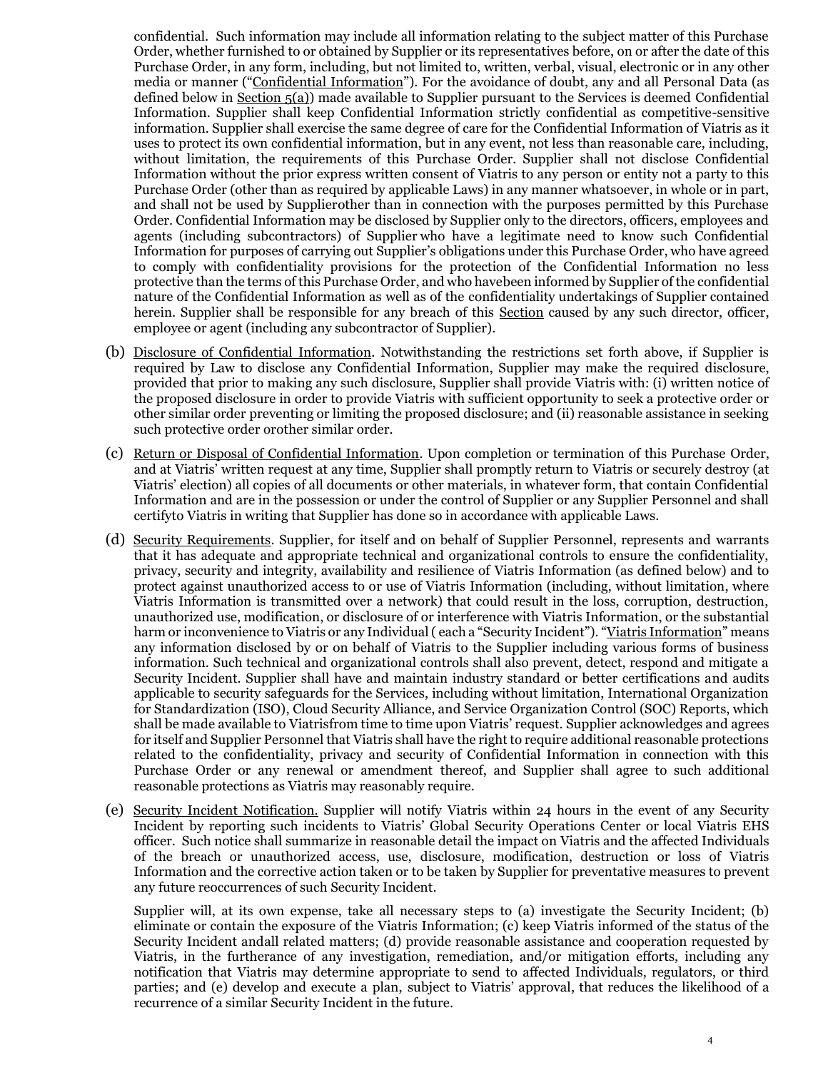confidential. Such information may include all information relating to the subject matter of this Purchase Order, whether furnished to or obtained by Supplier or its representatives before, on or after the date of this Purchase Order, in any form, including, but not limited to, written, verbal, visual, electronic or in any other media or manner ("Confidential Information"). For the avoidance of doubt, any and all Personal Data (as defined below in Section 5(a)) made available to Supplier pursuant to the Services is deemed Confidential Information. Supplier shall keep Confidential Information strictly confidential as competitive-sensitive information. Supplier shall exercise the same degree of care for the Confidential Information of Viatris as it uses to protect its own confidential information, but in any event, not less than reasonable care, including, without limitation, the requirements of this Purchase Order. Supplier shall not disclose Confidential Information without the prior express written consent of Viatris to any person or entity not a party to this Purchase Order (other than as required by applicable Laws) in any manner whatsoever, in whole or in part, and shall not be used by Supplierother than in connection with the purposes permitted by this Purchase Order. Confidential Information may be disclosed by Supplier only to the directors, officers, employees and agents (including subcontractors) of Supplier who have a legitimate need to know such Confidential Information for purposes of carrying out Supplier's obligations under this Purchase Order, who have agreed to comply with confidentiality provisions for the protection of the Confidential Information no less protective than the terms of this Purchase Order, and who havebeen informed by Supplier of the confidential nature of the Confidential Information as well as of the confidentiality undertakings of Supplier contained herein. Supplier shall be responsible for any breach of this Section caused by any such director, officer, employee or agent (including any subcontractor of Supplier).

(b) Disclosure of Confidential Information. Notwithstanding the restrictions set forth above, if Supplier is required by Law to disclose any Confidential Information, Supplier may make the required disclosure, provided that prior to making any such disclosure, Supplier shall provide Viatris with: (i) written notice of the proposed disclosure in order to provide Viatris with sufficient opportunity to seek a protective order or other similar order preventing or limiting the proposed disclosure; and (ii) reasonable assistance in seeking such protective order orother similar order.

(c) Return or Disposal of Confidential Information. Upon completion or termination of this Purchase Order, and at Viatris' written request at any time, Supplier shall promptly return to Viatris or securely destroy (at Viatris' election) all copies of all documents or other materials, in whatever form, that contain Confidential Information and are in the possession or under the control of Supplier or any Supplier Personnel and shall certifyto Viatris in writing that Supplier has done so in accordance with applicable Laws.

(d) Security Requirements. Supplier, for itself and on behalf of Supplier Personnel, represents and warrants that it has adequate and appropriate technical and organizational controls to ensure the confidentiality, privacy, security and integrity, availability and resilience of Viatris Information (as defined below) and to protect against unauthorized access to or use of Viatris Information (including, without limitation, where Viatris Information is transmitted over a network) that could result in the loss, corruption, destruction, unauthorized use, modification, or disclosure of or interference with Viatris Information, or the substantial harm or inconvenience to Viatris or any Individual ( each a "Security Incident"). "Viatris Information" means any information disclosed by or on behalf of Viatris to the Supplier including various forms of business information. Such technical and organizational controls shall also prevent, detect, respond and mitigate a Security Incident. Supplier shall have and maintain industry standard or better certifications and audits applicable to security safeguards for the Services, including without limitation, International Organization for Standardization (ISO), Cloud Security Alliance, and Service Organization Control (SOC) Reports, which shall be made available to Viatrisfrom time to time upon Viatris' request. Supplier acknowledges and agrees for itself and Supplier Personnel that Viatris shall have the right to require additional reasonable protections related to the confidentiality, privacy and security of Confidential Information in connection with this Purchase Order or any renewal or amendment thereof, and Supplier shall agree to such additional reasonable protections as Viatris may reasonably require.

(e) Security Incident Notification. Supplier will notify Viatris within 24 hours in the event of any Security Incident by reporting such incidents to Viatris' Global Security Operations Center or local Viatris EHS officer. Such notice shall summarize in reasonable detail the impact on Viatris and the affected Individuals of the breach or unauthorized access, use, disclosure, modification, destruction or loss of Viatris Information and the corrective action taken or to be taken by Supplier for preventative measures to prevent any future reoccurrences of such Security Incident.

Supplier will, at its own expense, take all necessary steps to (a) investigate the Security Incident; (b) eliminate or contain the exposure of the Viatris Information; (c) keep Viatris informed of the status of the Security Incident andall related matters; (d) provide reasonable assistance and cooperation requested by Viatris, in the furtherance of any investigation, remediation, and/or mitigation efforts, including any notification that Viatris may determine appropriate to send to affected Individuals, regulators, or third parties; and (e) develop and execute a plan, subject to Viatris' approval, that reduces the likelihood of a recurrence of a similar Security Incident in the future.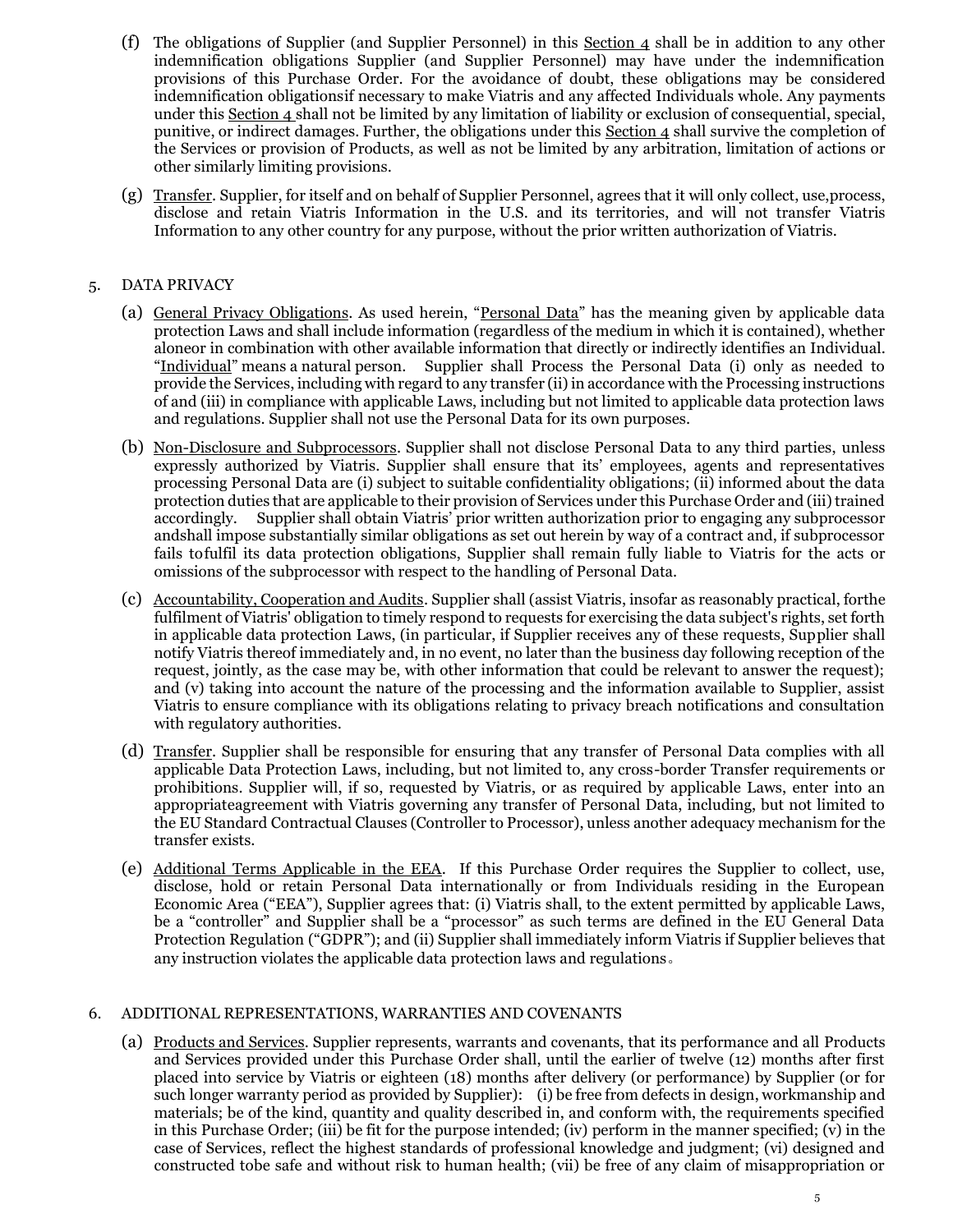(f) The obligations of Supplier (and Supplier Personnel) in this Section 4 shall be in addition to any other indemnification obligations Supplier (and Supplier Personnel) may have under the indemnification provisions of this Purchase Order. For the avoidance of doubt, these obligations may be considered indemnification obligationsif necessary to make Viatris and any affected Individuals whole. Any payments under this Section 4 shall not be limited by any limitation of liability or exclusion of consequential, special, punitive, or indirect damages. Further, the obligations under this Section 4 shall survive the completion of the Services or provision of Products, as well as not be limited by any arbitration, limitation of actions or other similarly limiting provisions.

(g) Transfer. Supplier, for itself and on behalf of Supplier Personnel, agrees that it will only collect, use,process, disclose and retain Viatris Information in the U.S. and its territories, and will not transfer Viatris Information to any other country for any purpose, without the prior written authorization of Viatris.

5. DATA PRIVACY

(a) General Privacy Obligations. As used herein, "Personal Data" has the meaning given by applicable data protection Laws and shall include information (regardless of the medium in which it is contained), whether aloneor in combination with other available information that directly or indirectly identifies an Individual. "Individual" means a natural person. Supplier shall Process the Personal Data (i) only as needed to provide the Services, including with regard to any transfer (ii) in accordance with the Processing instructions of and (iii) in compliance with applicable Laws, including but not limited to applicable data protection laws and regulations. Supplier shall not use the Personal Data for its own purposes.

(b) Non-Disclosure and Subprocessors. Supplier shall not disclose Personal Data to any third parties, unless expressly authorized by Viatris. Supplier shall ensure that its' employees, agents and representatives processing Personal Data are (i) subject to suitable confidentiality obligations; (ii) informed about the data protection duties that are applicable to their provision of Services under this Purchase Order and (iii) trained accordingly. Supplier shall obtain Viatris' prior written authorization prior to engaging any subprocessor andshall impose substantially similar obligations as set out herein by way of a contract and, if subprocessor fails tofulfil its data protection obligations, Supplier shall remain fully liable to Viatris for the acts or omissions of the subprocessor with respect to the handling of Personal Data.

(c) Accountability, Cooperation and Audits. Supplier shall (assist Viatris, insofar as reasonably practical, forthe fulfilment of Viatris' obligation to timely respond to requests for exercising the data subject's rights, set forth in applicable data protection Laws, (in particular, if Supplier receives any of these requests, Supplier shall notify Viatris thereof immediately and, in no event, no later than the business day following reception of the request, jointly, as the case may be, with other information that could be relevant to answer the request); and (v) taking into account the nature of the processing and the information available to Supplier, assist Viatris to ensure compliance with its obligations relating to privacy breach notifications and consultation with regulatory authorities.

(d) Transfer. Supplier shall be responsible for ensuring that any transfer of Personal Data complies with all applicable Data Protection Laws, including, but not limited to, any cross-border Transfer requirements or prohibitions. Supplier will, if so, requested by Viatris, or as required by applicable Laws, enter into an appropriateagreement with Viatris governing any transfer of Personal Data, including, but not limited to the EU Standard Contractual Clauses (Controller to Processor), unless another adequacy mechanism for the transfer exists.

(e) Additional Terms Applicable in the EEA. If this Purchase Order requires the Supplier to collect, use, disclose, hold or retain Personal Data internationally or from Individuals residing in the European Economic Area ("EEA"), Supplier agrees that: (i) Viatris shall, to the extent permitted by applicable Laws, be a "controller" and Supplier shall be a "processor" as such terms are defined in the EU General Data Protection Regulation ("GDPR"); and (ii) Supplier shall immediately inform Viatris if Supplier believes that any instruction violates the applicable data protection laws and regulations。

6. ADDITIONAL REPRESENTATIONS, WARRANTIES AND COVENANTS

(a) Products and Services. Supplier represents, warrants and covenants, that its performance and all Products and Services provided under this Purchase Order shall, until the earlier of twelve (12) months after first placed into service by Viatris or eighteen (18) months after delivery (or performance) by Supplier (or for such longer warranty period as provided by Supplier): (i) be free from defects in design, workmanship and materials; be of the kind, quantity and quality described in, and conform with, the requirements specified in this Purchase Order; (iii) be fit for the purpose intended; (iv) perform in the manner specified; (v) in the case of Services, reflect the highest standards of professional knowledge and judgment; (vi) designed and constructed tobe safe and without risk to human health; (vii) be free of any claim of misappropriation or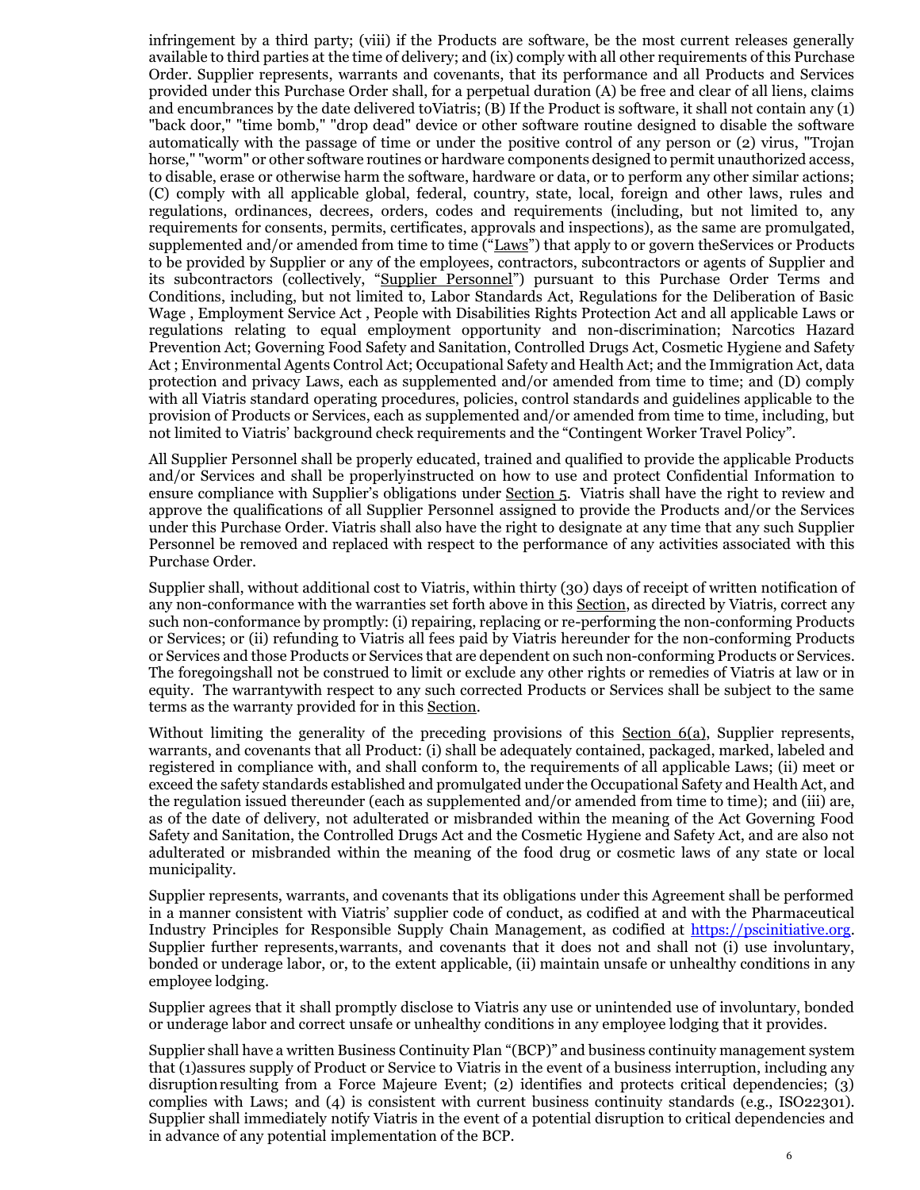infringement by a third party; (viii) if the Products are software, be the most current releases generally available to third parties at the time of delivery; and (ix) comply with all other requirements of this Purchase Order. Supplier represents, warrants and covenants, that its performance and all Products and Services provided under this Purchase Order shall, for a perpetual duration (A) be free and clear of all liens, claims and encumbrances by the date delivered toViatris; (B) If the Product is software, it shall not contain any (1) "back door," "time bomb," "drop dead" device or other software routine designed to disable the software automatically with the passage of time or under the positive control of any person or (2) virus, "Trojan horse," "worm" or other software routines or hardware components designed to permit unauthorized access, to disable, erase or otherwise harm the software, hardware or data, or to perform any other similar actions; (C) comply with all applicable global, federal, country, state, local, foreign and other laws, rules and regulations, ordinances, decrees, orders, codes and requirements (including, but not limited to, any requirements for consents, permits, certificates, approvals and inspections), as the same are promulgated, supplemented and/or amended from time to time ("Laws") that apply to or govern theServices or Products to be provided by Supplier or any of the employees, contractors, subcontractors or agents of Supplier and its subcontractors (collectively, "Supplier Personnel") pursuant to this Purchase Order Terms and Conditions, including, but not limited to, Labor Standards Act, Regulations for the Deliberation of Basic Wage , Employment Service Act , People with Disabilities Rights Protection Act and all applicable Laws or regulations relating to equal employment opportunity and non-discrimination; Narcotics Hazard Prevention Act; Governing Food Safety and Sanitation, Controlled Drugs Act, Cosmetic Hygiene and Safety Act ; Environmental Agents Control Act; Occupational Safety and Health Act; and the Immigration Act, data protection and privacy Laws, each as supplemented and/or amended from time to time; and (D) comply with all Viatris standard operating procedures, policies, control standards and guidelines applicable to the provision of Products or Services, each as supplemented and/or amended from time to time, including, but not limited to Viatris' background check requirements and the "Contingent Worker Travel Policy".

All Supplier Personnel shall be properly educated, trained and qualified to provide the applicable Products and/or Services and shall be properlyinstructed on how to use and protect Confidential Information to ensure compliance with Supplier's obligations under Section 5. Viatris shall have the right to review and approve the qualifications of all Supplier Personnel assigned to provide the Products and/or the Services under this Purchase Order. Viatris shall also have the right to designate at any time that any such Supplier Personnel be removed and replaced with respect to the performance of any activities associated with this Purchase Order.

Supplier shall, without additional cost to Viatris, within thirty (30) days of receipt of written notification of any non-conformance with the warranties set forth above in this Section, as directed by Viatris, correct any such non-conformance by promptly: (i) repairing, replacing or re-performing the non-conforming Products or Services; or (ii) refunding to Viatris all fees paid by Viatris hereunder for the non-conforming Products or Services and those Products or Services that are dependent on such non-conforming Products or Services. The foregoingshall not be construed to limit or exclude any other rights or remedies of Viatris at law or in equity. The warrantywith respect to any such corrected Products or Services shall be subject to the same terms as the warranty provided for in this Section.

Without limiting the generality of the preceding provisions of this Section 6(a), Supplier represents, warrants, and covenants that all Product: (i) shall be adequately contained, packaged, marked, labeled and registered in compliance with, and shall conform to, the requirements of all applicable Laws; (ii) meet or exceed the safety standards established and promulgated under the Occupational Safety and Health Act, and the regulation issued thereunder (each as supplemented and/or amended from time to time); and (iii) are, as of the date of delivery, not adulterated or misbranded within the meaning of the Act Governing Food Safety and Sanitation, the Controlled Drugs Act and the Cosmetic Hygiene and Safety Act, and are also not adulterated or misbranded within the meaning of the food drug or cosmetic laws of any state or local municipality.

Supplier represents, warrants, and covenants that its obligations under this Agreement shall be performed in a manner consistent with Viatris' supplier code of conduct, as codified at and with the Pharmaceutical Industry Principles for Responsible Supply Chain Management, as codified at https://pscinitiative.org. Supplier further represents,warrants, and covenants that it does not and shall not (i) use involuntary, bonded or underage labor, or, to the extent applicable, (ii) maintain unsafe or unhealthy conditions in any employee lodging.

Supplier agrees that it shall promptly disclose to Viatris any use or unintended use of involuntary, bonded or underage labor and correct unsafe or unhealthy conditions in any employee lodging that it provides.

Supplier shall have a written Business Continuity Plan "(BCP)" and business continuity management system that (1)assures supply of Product or Service to Viatris in the event of a business interruption, including any disruptionresulting from a Force Majeure Event; (2) identifies and protects critical dependencies; (3) complies with Laws; and (4) is consistent with current business continuity standards (e.g., ISO22301). Supplier shall immediately notify Viatris in the event of a potential disruption to critical dependencies and in advance of any potential implementation of the BCP.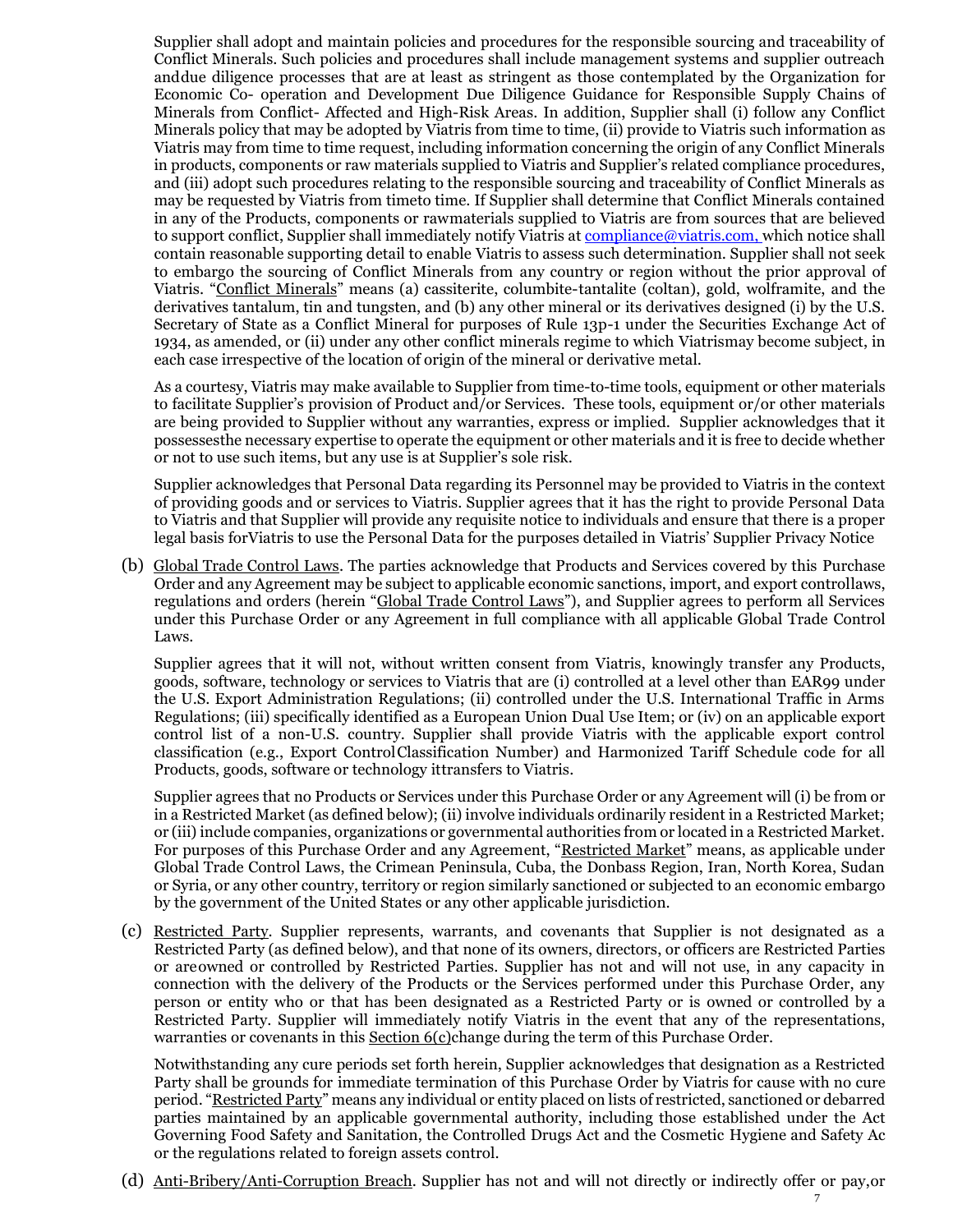Supplier shall adopt and maintain policies and procedures for the responsible sourcing and traceability of Conflict Minerals. Such policies and procedures shall include management systems and supplier outreach anddue diligence processes that are at least as stringent as those contemplated by the Organization for Economic Co- operation and Development Due Diligence Guidance for Responsible Supply Chains of Minerals from Conflict- Affected and High-Risk Areas. In addition, Supplier shall (i) follow any Conflict Minerals policy that may be adopted by Viatris from time to time, (ii) provide to Viatris such information as Viatris may from time to time request, including information concerning the origin of any Conflict Minerals in products, components or raw materials supplied to Viatris and Supplier's related compliance procedures, and (iii) adopt such procedures relating to the responsible sourcing and traceability of Conflict Minerals as may be requested by Viatris from timeto time. If Supplier shall determine that Conflict Minerals contained in any of the Products, components or rawmaterials supplied to Viatris are from sources that are believed to support conflict, Supplier shall immediately notify Viatris at compliance@viatris.com, which notice shall contain reasonable supporting detail to enable Viatris to assess such determination. Supplier shall not seek to embargo the sourcing of Conflict Minerals from any country or region without the prior approval of Viatris. "Conflict Minerals" means (a) cassiterite, columbite-tantalite (coltan), gold, wolframite, and the derivatives tantalum, tin and tungsten, and (b) any other mineral or its derivatives designed (i) by the U.S. Secretary of State as a Conflict Mineral for purposes of Rule 13p-1 under the Securities Exchange Act of 1934, as amended, or (ii) under any other conflict minerals regime to which Viatrismay become subject, in each case irrespective of the location of origin of the mineral or derivative metal.

As a courtesy, Viatris may make available to Supplier from time-to-time tools, equipment or other materials to facilitate Supplier's provision of Product and/or Services. These tools, equipment or/or other materials are being provided to Supplier without any warranties, express or implied. Supplier acknowledges that it possessesthe necessary expertise to operate the equipment or other materials and it is free to decide whether or not to use such items, but any use is at Supplier's sole risk.

Supplier acknowledges that Personal Data regarding its Personnel may be provided to Viatris in the context of providing goods and or services to Viatris. Supplier agrees that it has the right to provide Personal Data to Viatris and that Supplier will provide any requisite notice to individuals and ensure that there is a proper legal basis forViatris to use the Personal Data for the purposes detailed in Viatris' Supplier Privacy Notice

(b) Global Trade Control Laws. The parties acknowledge that Products and Services covered by this Purchase Order and any Agreement may be subject to applicable economic sanctions, import, and export controllaws, regulations and orders (herein "Global Trade Control Laws"), and Supplier agrees to perform all Services under this Purchase Order or any Agreement in full compliance with all applicable Global Trade Control Laws.

Supplier agrees that it will not, without written consent from Viatris, knowingly transfer any Products, goods, software, technology or services to Viatris that are (i) controlled at a level other than EAR99 under the U.S. Export Administration Regulations; (ii) controlled under the U.S. International Traffic in Arms Regulations; (iii) specifically identified as a European Union Dual Use Item; or (iv) on an applicable export control list of a non-U.S. country. Supplier shall provide Viatris with the applicable export control classification (e.g., Export ControlClassification Number) and Harmonized Tariff Schedule code for all Products, goods, software or technology ittransfers to Viatris.

Supplier agrees that no Products or Services under this Purchase Order or any Agreement will (i) be from or in a Restricted Market (as defined below); (ii) involve individuals ordinarily resident in a Restricted Market; or (iii) include companies, organizations or governmental authorities from or located in a Restricted Market. For purposes of this Purchase Order and any Agreement, "Restricted Market" means, as applicable under Global Trade Control Laws, the Crimean Peninsula, Cuba, the Donbass Region, Iran, North Korea, Sudan or Syria, or any other country, territory or region similarly sanctioned or subjected to an economic embargo by the government of the United States or any other applicable jurisdiction.

(c) Restricted Party. Supplier represents, warrants, and covenants that Supplier is not designated as a Restricted Party (as defined below), and that none of its owners, directors, or officers are Restricted Parties or areowned or controlled by Restricted Parties. Supplier has not and will not use, in any capacity in connection with the delivery of the Products or the Services performed under this Purchase Order, any person or entity who or that has been designated as a Restricted Party or is owned or controlled by a Restricted Party. Supplier will immediately notify Viatris in the event that any of the representations, warranties or covenants in this Section 6(c)change during the term of this Purchase Order.

Notwithstanding any cure periods set forth herein, Supplier acknowledges that designation as a Restricted Party shall be grounds for immediate termination of this Purchase Order by Viatris for cause with no cure period. "Restricted Party" means any individual or entity placed on lists of restricted, sanctioned or debarred parties maintained by an applicable governmental authority, including those established under the Act Governing Food Safety and Sanitation, the Controlled Drugs Act and the Cosmetic Hygiene and Safety Ac or the regulations related to foreign assets control.

(d) Anti-Bribery/Anti-Corruption Breach. Supplier has not and will not directly or indirectly offer or pay,or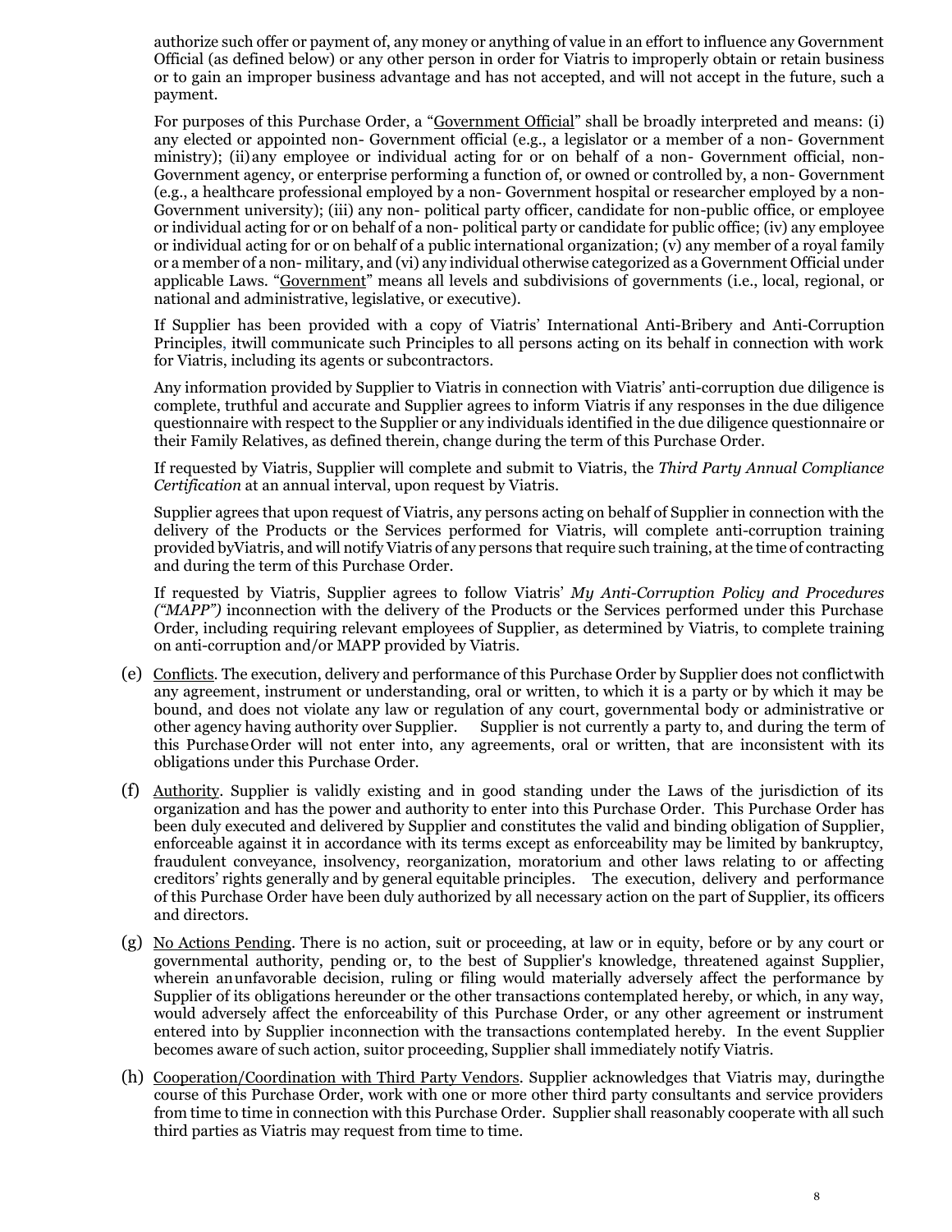authorize such offer or payment of, any money or anything of value in an effort to influence any Government Official (as defined below) or any other person in order for Viatris to improperly obtain or retain business or to gain an improper business advantage and has not accepted, and will not accept in the future, such a payment.

For purposes of this Purchase Order, a "Government Official" shall be broadly interpreted and means: (i) any elected or appointed non- Government official (e.g., a legislator or a member of a non- Government ministry); (ii) any employee or individual acting for or on behalf of a non- Government official, non-Government agency, or enterprise performing a function of, or owned or controlled by, a non- Government (e.g., a healthcare professional employed by a non- Government hospital or researcher employed by a non-Government university); (iii) any non- political party officer, candidate for non-public office, or employee or individual acting for or on behalf of a non- political party or candidate for public office; (iv) any employee or individual acting for or on behalf of a public international organization; (v) any member of a royal family or a member of a non- military, and (vi) any individual otherwise categorized as a Government Official under applicable Laws. "Government" means all levels and subdivisions of governments (i.e., local, regional, or national and administrative, legislative, or executive).

If Supplier has been provided with a copy of Viatris' International Anti-Bribery and Anti-Corruption Principles, itwill communicate such Principles to all persons acting on its behalf in connection with work for Viatris, including its agents or subcontractors.

Any information provided by Supplier to Viatris in connection with Viatris' anti-corruption due diligence is complete, truthful and accurate and Supplier agrees to inform Viatris if any responses in the due diligence questionnaire with respect to the Supplier or any individuals identified in the due diligence questionnaire or their Family Relatives, as defined therein, change during the term of this Purchase Order.

If requested by Viatris, Supplier will complete and submit to Viatris, the *Third Party Annual Compliance Certification* at an annual interval, upon request by Viatris.

Supplier agrees that upon request of Viatris, any persons acting on behalf of Supplier in connection with the delivery of the Products or the Services performed for Viatris, will complete anti-corruption training provided byViatris, and will notify Viatris of any persons that require such training, at the time of contracting and during the term of this Purchase Order.

If requested by Viatris, Supplier agrees to follow Viatris' *My Anti-Corruption Policy and Procedures ("MAPP")* inconnection with the delivery of the Products or the Services performed under this Purchase Order, including requiring relevant employees of Supplier, as determined by Viatris, to complete training on anti-corruption and/or MAPP provided by Viatris.

(e) Conflicts. The execution, delivery and performance of this Purchase Order by Supplier does not conflictwith any agreement, instrument or understanding, oral or written, to which it is a party or by which it may be bound, and does not violate any law or regulation of any court, governmental body or administrative or other agency having authority over Supplier. Supplier is not currently a party to, and during the term of this Purchase Order will not enter into, any agreements, oral or written, that are inconsistent with its obligations under this Purchase Order.

(f) Authority. Supplier is validly existing and in good standing under the Laws of the jurisdiction of its organization and has the power and authority to enter into this Purchase Order. This Purchase Order has been duly executed and delivered by Supplier and constitutes the valid and binding obligation of Supplier, enforceable against it in accordance with its terms except as enforceability may be limited by bankruptcy, fraudulent conveyance, insolvency, reorganization, moratorium and other laws relating to or affecting creditors' rights generally and by general equitable principles. The execution, delivery and performance of this Purchase Order have been duly authorized by all necessary action on the part of Supplier, its officers and directors.

(g) No Actions Pending. There is no action, suit or proceeding, at law or in equity, before or by any court or governmental authority, pending or, to the best of Supplier's knowledge, threatened against Supplier, wherein anunfavorable decision, ruling or filing would materially adversely affect the performance by Supplier of its obligations hereunder or the other transactions contemplated hereby, or which, in any way, would adversely affect the enforceability of this Purchase Order, or any other agreement or instrument entered into by Supplier inconnection with the transactions contemplated hereby. In the event Supplier becomes aware of such action, suitor proceeding, Supplier shall immediately notify Viatris.

(h) Cooperation/Coordination with Third Party Vendors. Supplier acknowledges that Viatris may, duringthe course of this Purchase Order, work with one or more other third party consultants and service providers from time to time in connection with this Purchase Order. Supplier shall reasonably cooperate with all such third parties as Viatris may request from time to time.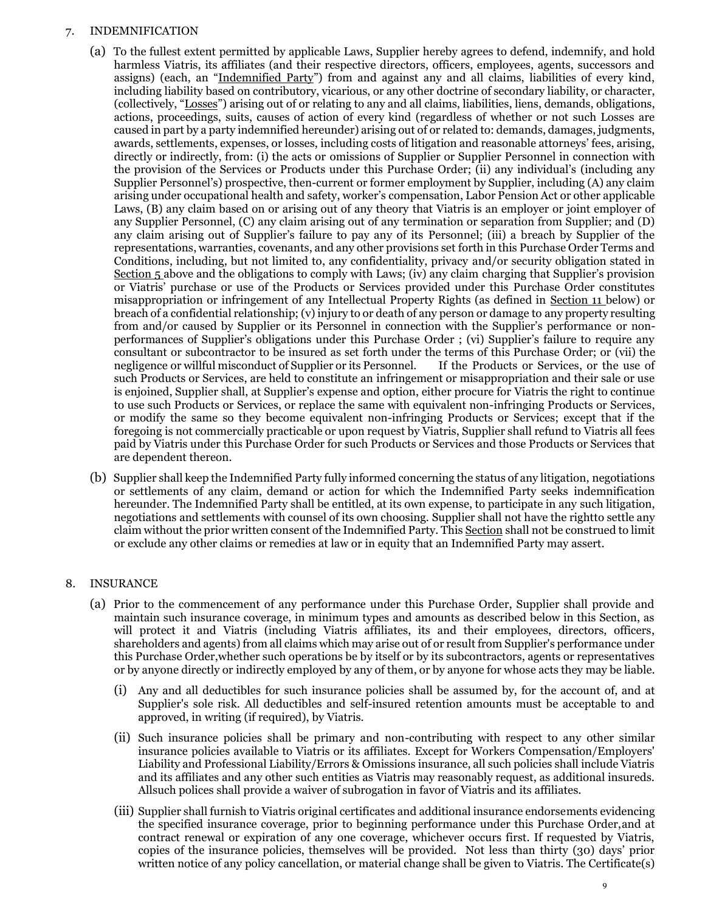7. INDEMNIFICATION

(a) To the fullest extent permitted by applicable Laws, Supplier hereby agrees to defend, indemnify, and hold harmless Viatris, its affiliates (and their respective directors, officers, employees, agents, successors and assigns) (each, an "Indemnified Party") from and against any and all claims, liabilities of every kind, including liability based on contributory, vicarious, or any other doctrine of secondary liability, or character, (collectively, "Losses") arising out of or relating to any and all claims, liabilities, liens, demands, obligations, actions, proceedings, suits, causes of action of every kind (regardless of whether or not such Losses are caused in part by a party indemnified hereunder) arising out of or related to: demands, damages, judgments, awards, settlements, expenses, or losses, including costs of litigation and reasonable attorneys' fees, arising, directly or indirectly, from: (i) the acts or omissions of Supplier or Supplier Personnel in connection with the provision of the Services or Products under this Purchase Order; (ii) any individual's (including any Supplier Personnel's) prospective, then-current or former employment by Supplier, including (A) any claim arising under occupational health and safety, worker's compensation, Labor Pension Act or other applicable Laws, (B) any claim based on or arising out of any theory that Viatris is an employer or joint employer of any Supplier Personnel, (C) any claim arising out of any termination or separation from Supplier; and (D) any claim arising out of Supplier's failure to pay any of its Personnel; (iii) a breach by Supplier of the representations, warranties, covenants, and any other provisions set forth in this Purchase Order Terms and Conditions, including, but not limited to, any confidentiality, privacy and/or security obligation stated in Section 5 above and the obligations to comply with Laws; (iv) any claim charging that Supplier's provision or Viatris' purchase or use of the Products or Services provided under this Purchase Order constitutes misappropriation or infringement of any Intellectual Property Rights (as defined in Section 11 below) or breach of a confidential relationship; (v) injury to or death of any person or damage to any property resulting from and/or caused by Supplier or its Personnel in connection with the Supplier's performance or non-performances of Supplier's obligations under this Purchase Order ; (vi) Supplier's failure to require any consultant or subcontractor to be insured as set forth under the terms of this Purchase Order; or (vii) the negligence or willful misconduct of Supplier or its Personnel. If the Products or Services, or the use of such Products or Services, are held to constitute an infringement or misappropriation and their sale or use is enjoined, Supplier shall, at Supplier's expense and option, either procure for Viatris the right to continue to use such Products or Services, or replace the same with equivalent non-infringing Products or Services, or modify the same so they become equivalent non-infringing Products or Services; except that if the foregoing is not commercially practicable or upon request by Viatris, Supplier shall refund to Viatris all fees paid by Viatris under this Purchase Order for such Products or Services and those Products or Services that are dependent thereon.

(b) Supplier shall keep the Indemnified Party fully informed concerning the status of any litigation, negotiations or settlements of any claim, demand or action for which the Indemnified Party seeks indemnification hereunder. The Indemnified Party shall be entitled, at its own expense, to participate in any such litigation, negotiations and settlements with counsel of its own choosing. Supplier shall not have the rightto settle any claim without the prior written consent of the Indemnified Party. This Section shall not be construed to limit or exclude any other claims or remedies at law or in equity that an Indemnified Party may assert.

8. INSURANCE

(a) Prior to the commencement of any performance under this Purchase Order, Supplier shall provide and maintain such insurance coverage, in minimum types and amounts as described below in this Section, as will protect it and Viatris (including Viatris affiliates, its and their employees, directors, officers, shareholders and agents) from all claims which may arise out of or result from Supplier's performance under this Purchase Order,whether such operations be by itself or by its subcontractors, agents or representatives or by anyone directly or indirectly employed by any of them, or by anyone for whose acts they may be liable.

   (i) Any and all deductibles for such insurance policies shall be assumed by, for the account of, and at Supplier's sole risk. All deductibles and self-insured retention amounts must be acceptable to and approved, in writing (if required), by Viatris.

   (ii) Such insurance policies shall be primary and non-contributing with respect to any other similar insurance policies available to Viatris or its affiliates. Except for Workers Compensation/Employers' Liability and Professional Liability/Errors & Omissions insurance, all such policies shall include Viatris and its affiliates and any other such entities as Viatris may reasonably request, as additional insureds. Allsuch polices shall provide a waiver of subrogation in favor of Viatris and its affiliates.

   (iii) Supplier shall furnish to Viatris original certificates and additional insurance endorsements evidencing the specified insurance coverage, prior to beginning performance under this Purchase Order,and at contract renewal or expiration of any one coverage, whichever occurs first. If requested by Viatris, copies of the insurance policies, themselves will be provided. Not less than thirty (30) days' prior written notice of any policy cancellation, or material change shall be given to Viatris. The Certificate(s)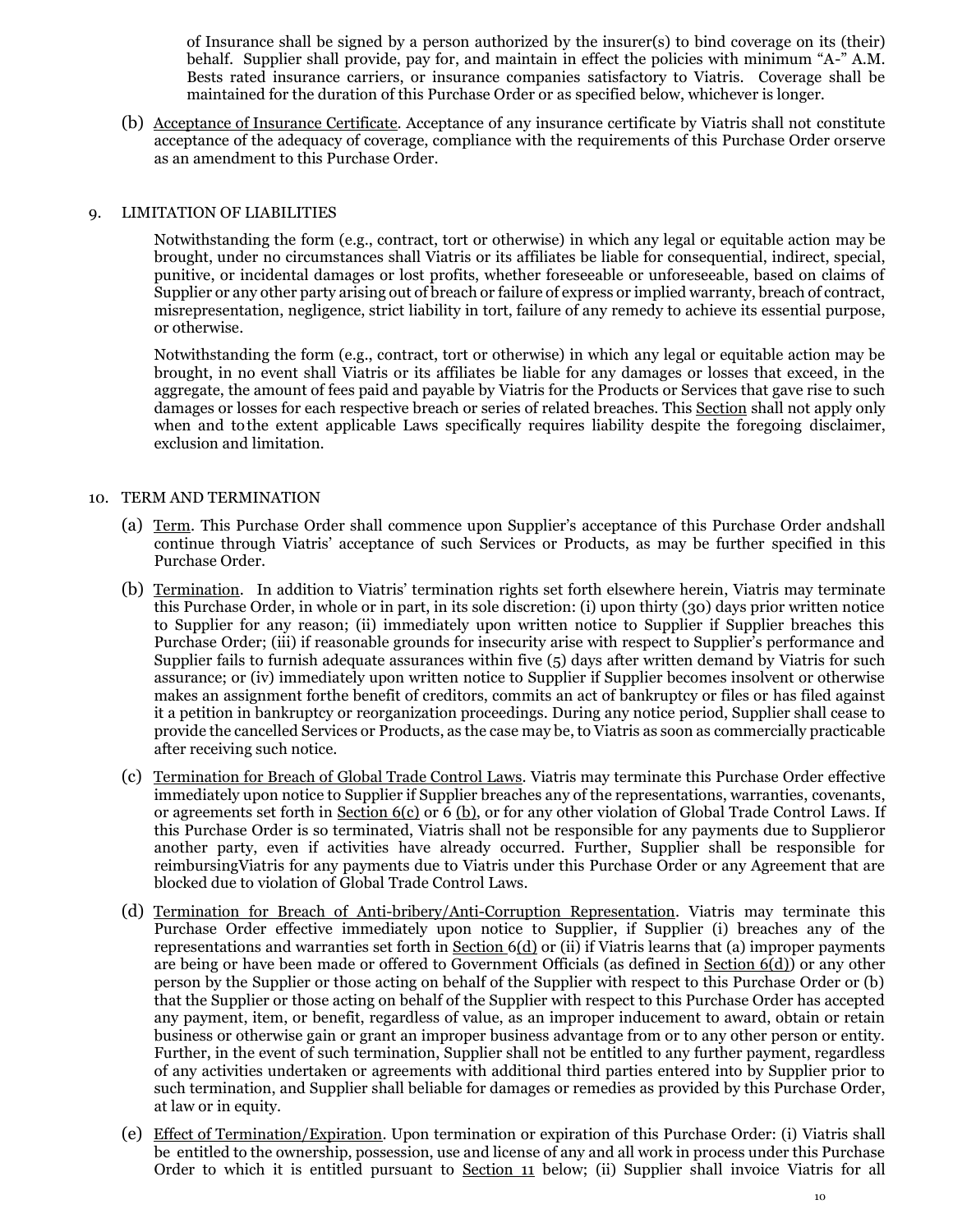of Insurance shall be signed by a person authorized by the insurer(s) to bind coverage on its (their) behalf. Supplier shall provide, pay for, and maintain in effect the policies with minimum "A-" A.M. Bests rated insurance carriers, or insurance companies satisfactory to Viatris. Coverage shall be maintained for the duration of this Purchase Order or as specified below, whichever is longer.

(b) Acceptance of Insurance Certificate. Acceptance of any insurance certificate by Viatris shall not constitute acceptance of the adequacy of coverage, compliance with the requirements of this Purchase Order orserve as an amendment to this Purchase Order.

9. LIMITATION OF LIABILITIES

Notwithstanding the form (e.g., contract, tort or otherwise) in which any legal or equitable action may be brought, under no circumstances shall Viatris or its affiliates be liable for consequential, indirect, special, punitive, or incidental damages or lost profits, whether foreseeable or unforeseeable, based on claims of Supplier or any other party arising out of breach or failure of express or implied warranty, breach of contract, misrepresentation, negligence, strict liability in tort, failure of any remedy to achieve its essential purpose, or otherwise.

Notwithstanding the form (e.g., contract, tort or otherwise) in which any legal or equitable action may be brought, in no event shall Viatris or its affiliates be liable for any damages or losses that exceed, in the aggregate, the amount of fees paid and payable by Viatris for the Products or Services that gave rise to such damages or losses for each respective breach or series of related breaches. This Section shall not apply only when and tothe extent applicable Laws specifically requires liability despite the foregoing disclaimer, exclusion and limitation.

10. TERM AND TERMINATION

(a) Term. This Purchase Order shall commence upon Supplier's acceptance of this Purchase Order andshall continue through Viatris' acceptance of such Services or Products, as may be further specified in this Purchase Order.

(b) Termination. In addition to Viatris' termination rights set forth elsewhere herein, Viatris may terminate this Purchase Order, in whole or in part, in its sole discretion: (i) upon thirty (30) days prior written notice to Supplier for any reason; (ii) immediately upon written notice to Supplier if Supplier breaches this Purchase Order; (iii) if reasonable grounds for insecurity arise with respect to Supplier's performance and Supplier fails to furnish adequate assurances within five (5) days after written demand by Viatris for such assurance; or (iv) immediately upon written notice to Supplier if Supplier becomes insolvent or otherwise makes an assignment forthe benefit of creditors, commits an act of bankruptcy or files or has filed against it a petition in bankruptcy or reorganization proceedings. During any notice period, Supplier shall cease to provide the cancelled Services or Products, as the case may be, to Viatris as soon as commercially practicable after receiving such notice.

(c) Termination for Breach of Global Trade Control Laws. Viatris may terminate this Purchase Order effective immediately upon notice to Supplier if Supplier breaches any of the representations, warranties, covenants, or agreements set forth in Section 6(c) or 6 (b), or for any other violation of Global Trade Control Laws. If this Purchase Order is so terminated, Viatris shall not be responsible for any payments due to Supplieror another party, even if activities have already occurred. Further, Supplier shall be responsible for reimbursingViatris for any payments due to Viatris under this Purchase Order or any Agreement that are blocked due to violation of Global Trade Control Laws.

(d) Termination for Breach of Anti-bribery/Anti-Corruption Representation. Viatris may terminate this Purchase Order effective immediately upon notice to Supplier, if Supplier (i) breaches any of the representations and warranties set forth in Section 6(d) or (ii) if Viatris learns that (a) improper payments are being or have been made or offered to Government Officials (as defined in Section 6(d)) or any other person by the Supplier or those acting on behalf of the Supplier with respect to this Purchase Order or (b) that the Supplier or those acting on behalf of the Supplier with respect to this Purchase Order has accepted any payment, item, or benefit, regardless of value, as an improper inducement to award, obtain or retain business or otherwise gain or grant an improper business advantage from or to any other person or entity. Further, in the event of such termination, Supplier shall not be entitled to any further payment, regardless of any activities undertaken or agreements with additional third parties entered into by Supplier prior to such termination, and Supplier shall beliable for damages or remedies as provided by this Purchase Order, at law or in equity.

(e) Effect of Termination/Expiration. Upon termination or expiration of this Purchase Order: (i) Viatris shall be entitled to the ownership, possession, use and license of any and all work in process under this Purchase Order to which it is entitled pursuant to Section 11 below; (ii) Supplier shall invoice Viatris for all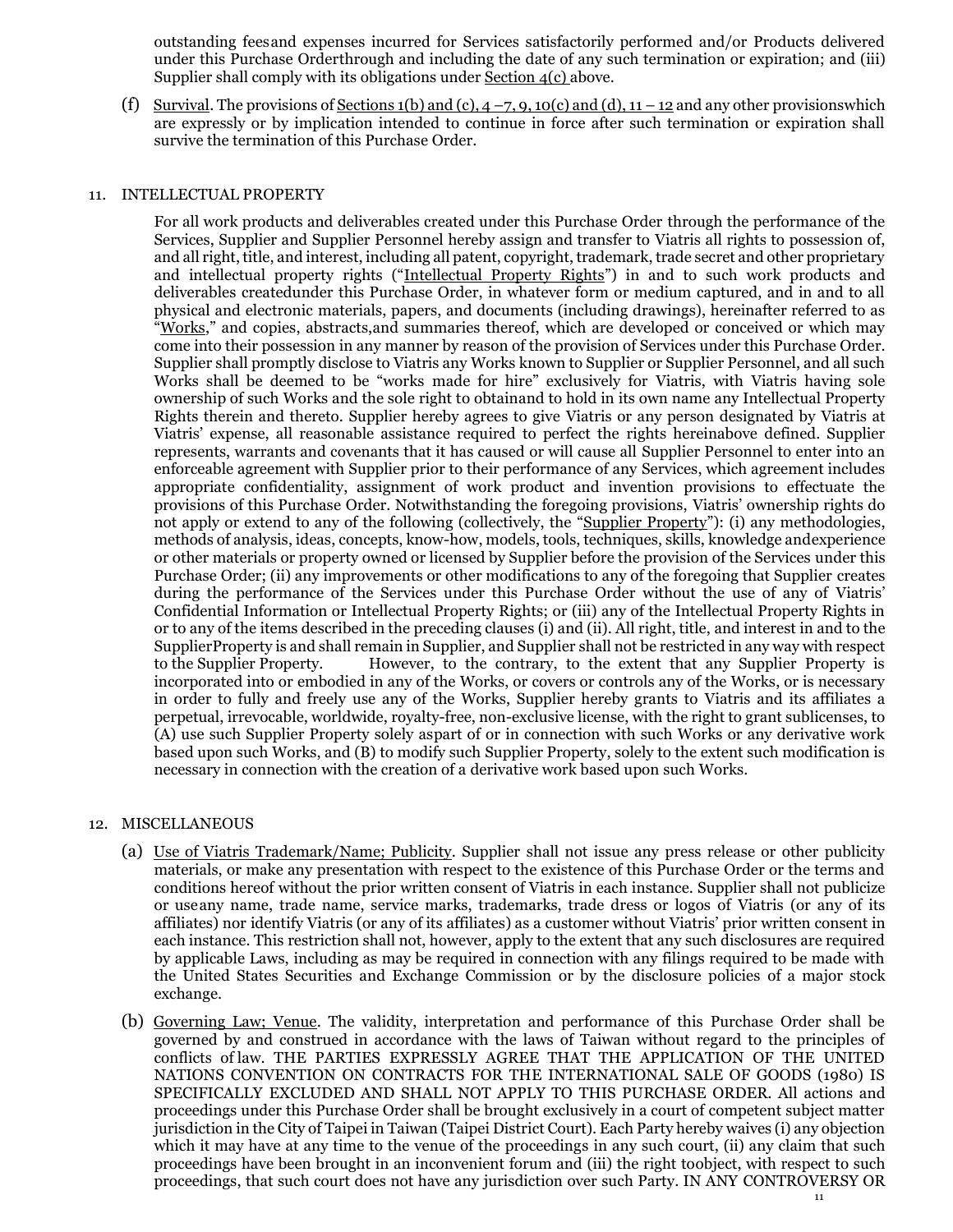outstanding fees and expenses incurred for Services satisfactorily performed and/or Products delivered under this Purchase Order through and including the date of any such termination or expiration; and (iii) Supplier shall comply with its obligations under Section 4(c) above.

(f) Survival. The provisions of Sections 1(b) and (c), 4 –7, 9, 10(c) and (d), 11 – 12 and any other provisions which are expressly or by implication intended to continue in force after such termination or expiration shall survive the termination of this Purchase Order.

11. INTELLECTUAL PROPERTY

For all work products and deliverables created under this Purchase Order through the performance of the Services, Supplier and Supplier Personnel hereby assign and transfer to Viatris all rights to possession of, and all right, title, and interest, including all patent, copyright, trademark, trade secret and other proprietary and intellectual property rights ("Intellectual Property Rights") in and to such work products and deliverables created under this Purchase Order, in whatever form or medium captured, and in and to all physical and electronic materials, papers, and documents (including drawings), hereinafter referred to as "Works," and copies, abstracts, and summaries thereof, which are developed or conceived or which may come into their possession in any manner by reason of the provision of Services under this Purchase Order. Supplier shall promptly disclose to Viatris any Works known to Supplier or Supplier Personnel, and all such Works shall be deemed to be "works made for hire" exclusively for Viatris, with Viatris having sole ownership of such Works and the sole right to obtain and to hold in its own name any Intellectual Property Rights therein and thereto. Supplier hereby agrees to give Viatris or any person designated by Viatris at Viatris' expense, all reasonable assistance required to perfect the rights hereinabove defined. Supplier represents, warrants and covenants that it has caused or will cause all Supplier Personnel to enter into an enforceable agreement with Supplier prior to their performance of any Services, which agreement includes appropriate confidentiality, assignment of work product and invention provisions to effectuate the provisions of this Purchase Order. Notwithstanding the foregoing provisions, Viatris' ownership rights do not apply or extend to any of the following (collectively, the "Supplier Property"): (i) any methodologies, methods of analysis, ideas, concepts, know-how, models, tools, techniques, skills, knowledge and experience or other materials or property owned or licensed by Supplier before the provision of the Services under this Purchase Order; (ii) any improvements or other modifications to any of the foregoing that Supplier creates during the performance of the Services under this Purchase Order without the use of any of Viatris' Confidential Information or Intellectual Property Rights; or (iii) any of the Intellectual Property Rights in or to any of the items described in the preceding clauses (i) and (ii). All right, title, and interest in and to the Supplier Property is and shall remain in Supplier, and Supplier shall not be restricted in any way with respect to the Supplier Property. However, to the contrary, to the extent that any Supplier Property is incorporated into or embodied in any of the Works, or covers or controls any of the Works, or is necessary in order to fully and freely use any of the Works, Supplier hereby grants to Viatris and its affiliates a perpetual, irrevocable, worldwide, royalty-free, non-exclusive license, with the right to grant sublicenses, to (A) use such Supplier Property solely as part of or in connection with such Works or any derivative work based upon such Works, and (B) to modify such Supplier Property, solely to the extent such modification is necessary in connection with the creation of a derivative work based upon such Works.

12. MISCELLANEOUS

(a) Use of Viatris Trademark/Name; Publicity. Supplier shall not issue any press release or other publicity materials, or make any presentation with respect to the existence of this Purchase Order or the terms and conditions hereof without the prior written consent of Viatris in each instance. Supplier shall not publicize or use any name, trade name, service marks, trademarks, trade dress or logos of Viatris (or any of its affiliates) nor identify Viatris (or any of its affiliates) as a customer without Viatris' prior written consent in each instance. This restriction shall not, however, apply to the extent that any such disclosures are required by applicable Laws, including as may be required in connection with any filings required to be made with the United States Securities and Exchange Commission or by the disclosure policies of a major stock exchange.

(b) Governing Law; Venue. The validity, interpretation and performance of this Purchase Order shall be governed by and construed in accordance with the laws of Taiwan without regard to the principles of conflicts of law. THE PARTIES EXPRESSLY AGREE THAT THE APPLICATION OF THE UNITED NATIONS CONVENTION ON CONTRACTS FOR THE INTERNATIONAL SALE OF GOODS (1980) IS SPECIFICALLY EXCLUDED AND SHALL NOT APPLY TO THIS PURCHASE ORDER. All actions and proceedings under this Purchase Order shall be brought exclusively in a court of competent subject matter jurisdiction in the City of Taipei in Taiwan (Taipei District Court). Each Party hereby waives (i) any objection which it may have at any time to the venue of the proceedings in any such court, (ii) any claim that such proceedings have been brought in an inconvenient forum and (iii) the right to object, with respect to such proceedings, that such court does not have any jurisdiction over such Party. IN ANY CONTROVERSY OR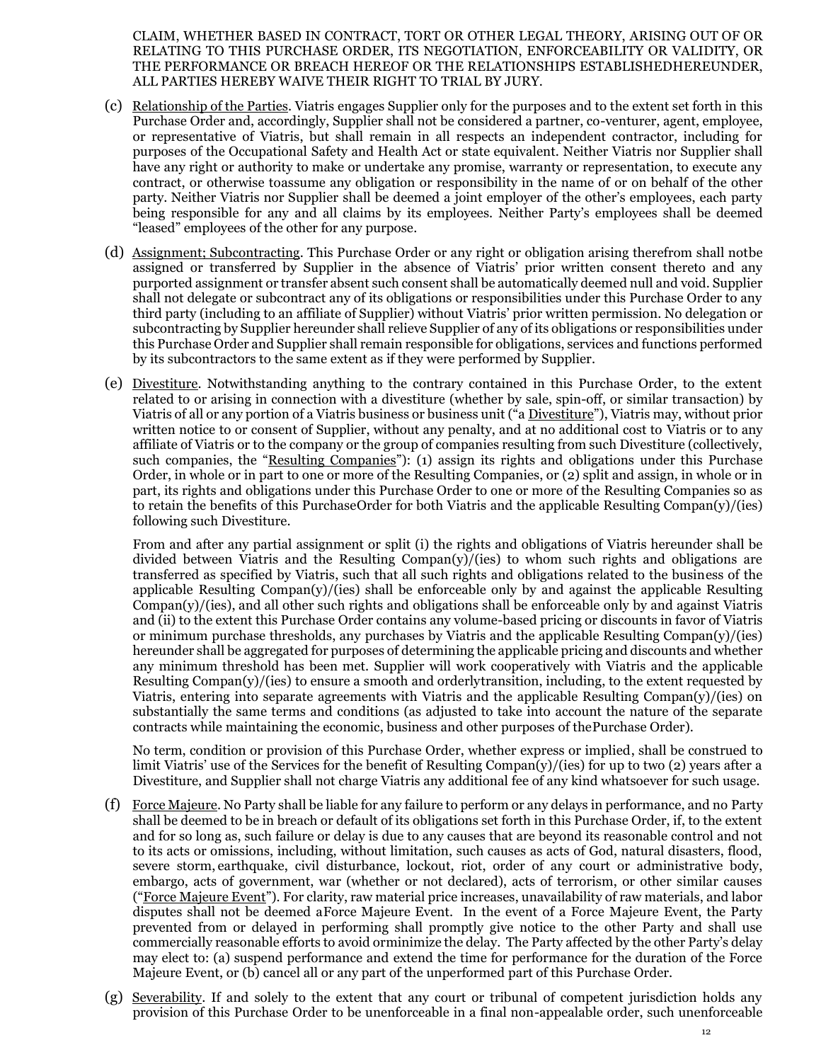CLAIM, WHETHER BASED IN CONTRACT, TORT OR OTHER LEGAL THEORY, ARISING OUT OF OR RELATING TO THIS PURCHASE ORDER, ITS NEGOTIATION, ENFORCEABILITY OR VALIDITY, OR THE PERFORMANCE OR BREACH HEREOF OR THE RELATIONSHIPS ESTABLISHEDHEREUNDER, ALL PARTIES HEREBY WAIVE THEIR RIGHT TO TRIAL BY JURY.

(c) Relationship of the Parties. Viatris engages Supplier only for the purposes and to the extent set forth in this Purchase Order and, accordingly, Supplier shall not be considered a partner, co-venturer, agent, employee, or representative of Viatris, but shall remain in all respects an independent contractor, including for purposes of the Occupational Safety and Health Act or state equivalent. Neither Viatris nor Supplier shall have any right or authority to make or undertake any promise, warranty or representation, to execute any contract, or otherwise toassume any obligation or responsibility in the name of or on behalf of the other party. Neither Viatris nor Supplier shall be deemed a joint employer of the other's employees, each party being responsible for any and all claims by its employees. Neither Party's employees shall be deemed "leased" employees of the other for any purpose.

(d) Assignment; Subcontracting. This Purchase Order or any right or obligation arising therefrom shall notbe assigned or transferred by Supplier in the absence of Viatris' prior written consent thereto and any purported assignment or transfer absent such consent shall be automatically deemed null and void. Supplier shall not delegate or subcontract any of its obligations or responsibilities under this Purchase Order to any third party (including to an affiliate of Supplier) without Viatris' prior written permission. No delegation or subcontracting by Supplier hereunder shall relieve Supplier of any of its obligations or responsibilities under this Purchase Order and Supplier shall remain responsible for obligations, services and functions performed by its subcontractors to the same extent as if they were performed by Supplier.

(e) Divestiture. Notwithstanding anything to the contrary contained in this Purchase Order, to the extent related to or arising in connection with a divestiture (whether by sale, spin-off, or similar transaction) by Viatris of all or any portion of a Viatris business or business unit ("a Divestiture"), Viatris may, without prior written notice to or consent of Supplier, without any penalty, and at no additional cost to Viatris or to any affiliate of Viatris or to the company or the group of companies resulting from such Divestiture (collectively, such companies, the "Resulting Companies"): (1) assign its rights and obligations under this Purchase Order, in whole or in part to one or more of the Resulting Companies, or (2) split and assign, in whole or in part, its rights and obligations under this Purchase Order to one or more of the Resulting Companies so as to retain the benefits of this PurchaseOrder for both Viatris and the applicable Resulting Compan(y)/(ies) following such Divestiture.

From and after any partial assignment or split (i) the rights and obligations of Viatris hereunder shall be divided between Viatris and the Resulting Compan(y)/(ies) to whom such rights and obligations are transferred as specified by Viatris, such that all such rights and obligations related to the business of the applicable Resulting Compan(y)/(ies) shall be enforceable only by and against the applicable Resulting Compan(y)/(ies), and all other such rights and obligations shall be enforceable only by and against Viatris and (ii) to the extent this Purchase Order contains any volume-based pricing or discounts in favor of Viatris or minimum purchase thresholds, any purchases by Viatris and the applicable Resulting Compan(y)/(ies) hereunder shall be aggregated for purposes of determining the applicable pricing and discounts and whether any minimum threshold has been met. Supplier will work cooperatively with Viatris and the applicable Resulting Compan(y)/(ies) to ensure a smooth and orderlytransition, including, to the extent requested by Viatris, entering into separate agreements with Viatris and the applicable Resulting Compan(y)/(ies) on substantially the same terms and conditions (as adjusted to take into account the nature of the separate contracts while maintaining the economic, business and other purposes of thePurchase Order).

No term, condition or provision of this Purchase Order, whether express or implied, shall be construed to limit Viatris' use of the Services for the benefit of Resulting Compan(y)/(ies) for up to two (2) years after a Divestiture, and Supplier shall not charge Viatris any additional fee of any kind whatsoever for such usage.

(f) Force Majeure. No Party shall be liable for any failure to perform or any delays in performance, and no Party shall be deemed to be in breach or default of its obligations set forth in this Purchase Order, if, to the extent and for so long as, such failure or delay is due to any causes that are beyond its reasonable control and not to its acts or omissions, including, without limitation, such causes as acts of God, natural disasters, flood, severe storm, earthquake, civil disturbance, lockout, riot, order of any court or administrative body, embargo, acts of government, war (whether or not declared), acts of terrorism, or other similar causes ("Force Majeure Event"). For clarity, raw material price increases, unavailability of raw materials, and labor disputes shall not be deemed aForce Majeure Event. In the event of a Force Majeure Event, the Party prevented from or delayed in performing shall promptly give notice to the other Party and shall use commercially reasonable efforts to avoid orminimize the delay. The Party affected by the other Party's delay may elect to: (a) suspend performance and extend the time for performance for the duration of the Force Majeure Event, or (b) cancel all or any part of the unperformed part of this Purchase Order.

(g) Severability. If and solely to the extent that any court or tribunal of competent jurisdiction holds any provision of this Purchase Order to be unenforceable in a final non-appealable order, such unenforceable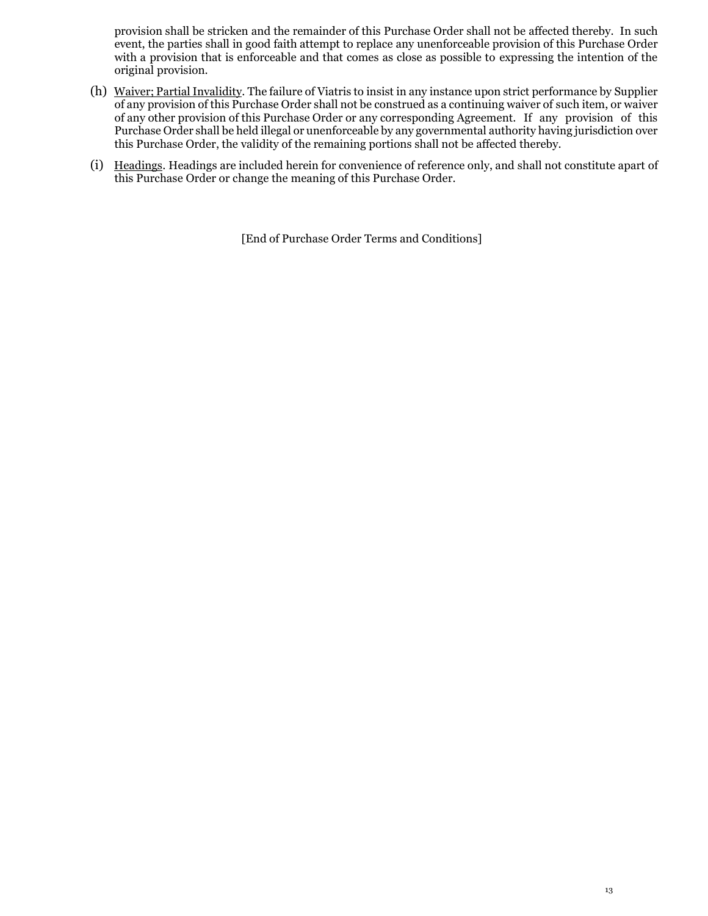provision shall be stricken and the remainder of this Purchase Order shall not be affected thereby. In such event, the parties shall in good faith attempt to replace any unenforceable provision of this Purchase Order with a provision that is enforceable and that comes as close as possible to expressing the intention of the original provision.

(h) Waiver; Partial Invalidity. The failure of Viatris to insist in any instance upon strict performance by Supplier of any provision of this Purchase Order shall not be construed as a continuing waiver of such item, or waiver of any other provision of this Purchase Order or any corresponding Agreement. If any provision of this Purchase Order shall be held illegal or unenforceable by any governmental authority having jurisdiction over this Purchase Order, the validity of the remaining portions shall not be affected thereby.

(i) Headings. Headings are included herein for convenience of reference only, and shall not constitute apart of this Purchase Order or change the meaning of this Purchase Order.

[End of Purchase Order Terms and Conditions]